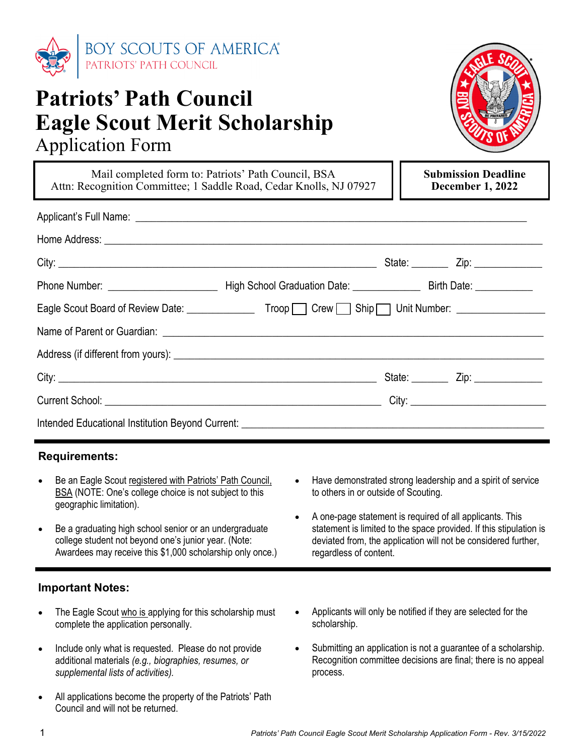BOY SCOUTS OF AMERICA®
PATRIOTS' PATH COUNCIL

# Patriots' Path Council Eagle Scout Merit Scholarship

## Application Form

| Mail completed form to: Patriots' Path Council, BSA<br>Attn: Recognition Committee; 1 Saddle Road, Cedar Knolls, NJ 07927 | **Submission Deadline<br>December 1, 2022** |
|---|---|

Applicant's Full Name: ______________________________________________

Home Address: ______________________________________________

City: ______________________________ State: _______ Zip: _____________

Phone Number: ____________________ High School Graduation Date: _____________ Birth Date: ___________

Eagle Scout Board of Review Date: _____________ Troop ☐ Crew ☐ Ship ☐ Unit Number: ________________

Name of Parent or Guardian: ______________________________________________

Address (if different from yours): ______________________________________________

City: ______________________________ State: _______ Zip: _____________

Current School: ______________________________ City: __________________________

Intended Educational Institution Beyond Current: ______________________________________________

### Requirements:

- Be an Eagle Scout registered with Patriots' Path Council, BSA (NOTE: One's college choice is not subject to this geographic limitation).
- Be a graduating high school senior or an undergraduate college student not beyond one's junior year. (Note: Awardees may receive this $1,000 scholarship only once.)
- Have demonstrated strong leadership and a spirit of service to others in or outside of Scouting.
- A one-page statement is required of all applicants. This statement is limited to the space provided. If this stipulation is deviated from, the application will not be considered further, regardless of content.

### Important Notes:

- The Eagle Scout who is applying for this scholarship must complete the application personally.
- Include only what is requested. Please do not provide additional materials *(e.g., biographies, resumes, or supplemental lists of activities).*
- All applications become the property of the Patriots' Path Council and will not be returned.
- Applicants will only be notified if they are selected for the scholarship.
- Submitting an application is not a guarantee of a scholarship. Recognition committee decisions are final; there is no appeal process.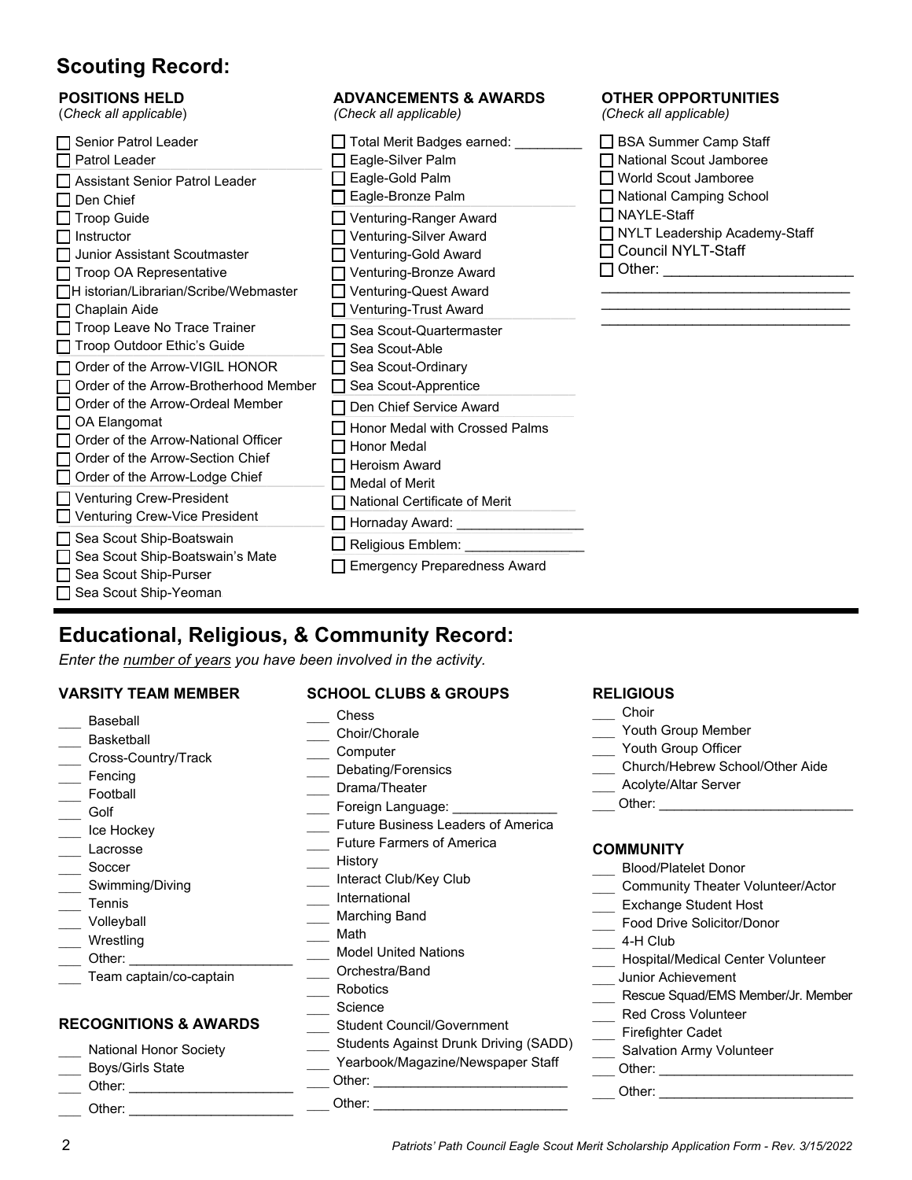## Scouting Record:

### POSITIONS HELD
(*Check all applicable*)

- ☐ Senior Patrol Leader
- ☐ Patrol Leader
- ☐ Assistant Senior Patrol Leader
- ☐ Den Chief
- ☐ Troop Guide
- ☐ Instructor
- ☐ Junior Assistant Scoutmaster
- ☐ Troop OA Representative
- ☐ H istorian/Librarian/Scribe/Webmaster
- ☐ Chaplain Aide
- ☐ Troop Leave No Trace Trainer
- ☐ Troop Outdoor Ethic's Guide
- ☐ Order of the Arrow-VIGIL HONOR
- ☐ Order of the Arrow-Brotherhood Member
- ☐ Order of the Arrow-Ordeal Member
- ☐ OA Elangomat
- ☐ Order of the Arrow-National Officer
- ☐ Order of the Arrow-Section Chief
- ☐ Order of the Arrow-Lodge Chief
- ☐ Venturing Crew-President
- ☐ Venturing Crew-Vice President
- ☐ Sea Scout Ship-Boatswain
- ☐ Sea Scout Ship-Boatswain's Mate
- ☐ Sea Scout Ship-Purser
- ☐ Sea Scout Ship-Yeoman

### ADVANCEMENTS & AWARDS
*(Check all applicable)*

- ☐ Total Merit Badges earned: _________
- ☐ Eagle-Silver Palm
- ☐ Eagle-Gold Palm
- ☐ Eagle-Bronze Palm
- ☐ Venturing-Ranger Award
- ☐ Venturing-Silver Award
- ☐ Venturing-Gold Award
- ☐ Venturing-Bronze Award
- ☐ Venturing-Quest Award
- ☐ Venturing-Trust Award
- ☐ Sea Scout-Quartermaster
- ☐ Sea Scout-Able
- ☐ Sea Scout-Ordinary
- ☐ Sea Scout-Apprentice
- ☐ Den Chief Service Award
- ☐ Honor Medal with Crossed Palms
- ☐ Honor Medal
- ☐ Heroism Award
- ☐ Medal of Merit
- ☐ National Certificate of Merit
- ☐ Hornaday Award: _________________
- ☐ Religious Emblem: ________________
- ☐ Emergency Preparedness Award

### OTHER OPPORTUNITIES
*(Check all applicable)*

- ☐ BSA Summer Camp Staff
- ☐ National Scout Jamboree
- ☐ World Scout Jamboree
- ☐ National Camping School
- ☐ NAYLE-Staff
- ☐ NYLT Leadership Academy-Staff
- ☐ Council NYLT-Staff
- ☐ Other: _______________________

_______________________________
_______________________________
_______________________________

## Educational, Religious, & Community Record:

*Enter the number of years you have been involved in the activity.*

### VARSITY TEAM MEMBER

- ___ Baseball
- ___ Basketball
- ___ Cross-Country/Track
- ___ Fencing
- ___ Football
- ___ Golf
- ___ Ice Hockey
- ___ Lacrosse
- ___ Soccer
- ___ Swimming/Diving
- ___ Tennis
- ___ Volleyball
- ___ Wrestling
- ___ Other: _____________________
- ___ Team captain/co-captain

### RECOGNITIONS & AWARDS

- ___ National Honor Society
- ___ Boys/Girls State
- ___ Other: _____________________
- ___ Other: _____________________

### SCHOOL CLUBS & GROUPS

- ___ Chess
- ___ Choir/Chorale
- ___ Computer
- ___ Debating/Forensics
- ___ Drama/Theater
- ___ Foreign Language: ______________
- ___ Future Business Leaders of America
- ___ Future Farmers of America
- ___ History
- ___ Interact Club/Key Club
- ___ International
- ___ Marching Band
- ___ Math
- ___ Model United Nations
- ___ Orchestra/Band
- ___ Robotics
- ___ Science
- ___ Student Council/Government
- ___ Students Against Drunk Driving (SADD)
- ___ Yearbook/Magazine/Newspaper Staff
- ___ Other: __________________________
- ___ Other: __________________________

### RELIGIOUS

- ___ Choir
- ___ Youth Group Member
- ___ Youth Group Officer
- ___ Church/Hebrew School/Other Aide
- ___ Acolyte/Altar Server
- ___ Other: __________________________

### COMMUNITY

- ___ Blood/Platelet Donor
- ___ Community Theater Volunteer/Actor
- ___ Exchange Student Host
- ___ Food Drive Solicitor/Donor
- ___ 4-H Club
- ___ Hospital/Medical Center Volunteer
- ___ Junior Achievement
- ___ Rescue Squad/EMS Member/Jr. Member
- ___ Red Cross Volunteer
- ___ Firefighter Cadet
- ___ Salvation Army Volunteer
- ___ Other: __________________________
- ___ Other: __________________________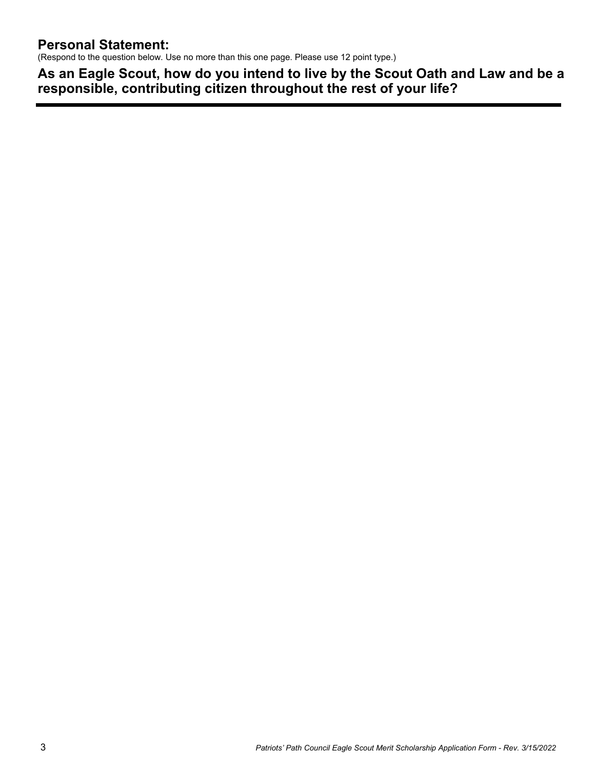## Personal Statement:

(Respond to the question below. Use no more than this one page. Please use 12 point type.)

### As an Eagle Scout, how do you intend to live by the Scout Oath and Law and be a responsible, contributing citizen throughout the rest of your life?

---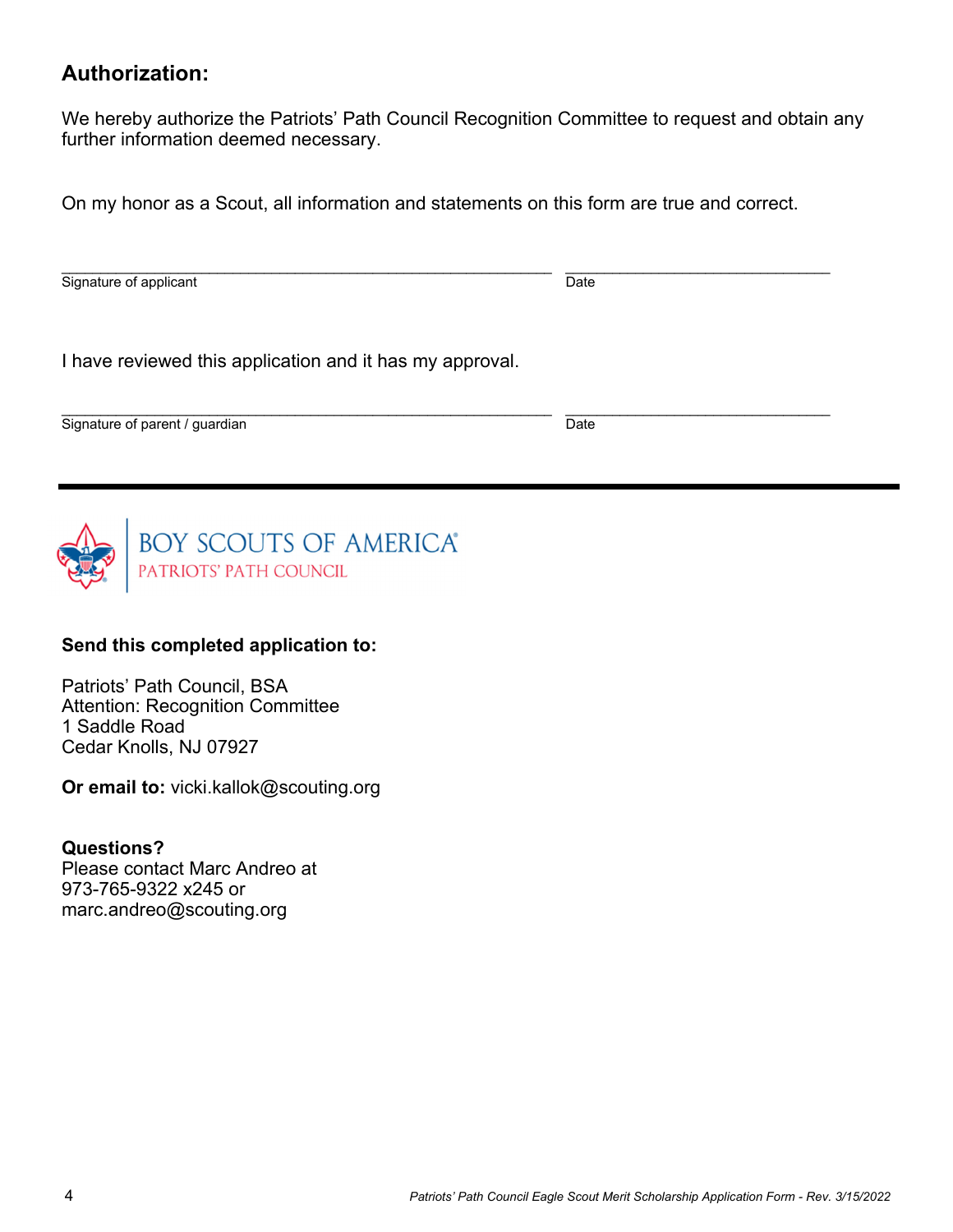## Authorization:

We hereby authorize the Patriots' Path Council Recognition Committee to request and obtain any further information deemed necessary.

On my honor as a Scout, all information and statements on this form are true and correct.

______________________________________________________________ ________________________________

Signature of applicant Date

I have reviewed this application and it has my approval.

______________________________________________________________ ________________________________

Signature of parent / guardian Date

---

BOY SCOUTS OF AMERICA®
PATRIOTS' PATH COUNCIL

**Send this completed application to:**

Patriots' Path Council, BSA
Attention: Recognition Committee
1 Saddle Road
Cedar Knolls, NJ 07927

**Or email to:** vicki.kallok@scouting.org

**Questions?**
Please contact Marc Andreo at
973-765-9322 x245 or
marc.andreo@scouting.org